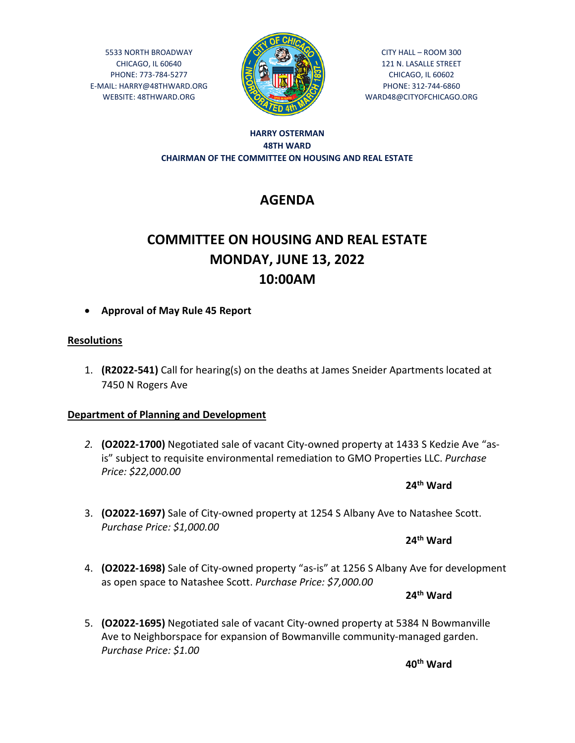5533 NORTH BROADWAY
CHICAGO, IL 60640
PHONE: 773-784-5277
E-MAIL: HARRY@48THWARD.ORG
WEBSITE: 48THWARD.ORG

CITY HALL – ROOM 300
121 N. LASALLE STREET
CHICAGO, IL 60602
PHONE: 312-744-6860
WARD48@CITYOFCHICAGO.ORG

**HARRY OSTERMAN**
**48TH WARD**
**CHAIRMAN OF THE COMMITTEE ON HOUSING AND REAL ESTATE**

# AGENDA

# COMMITTEE ON HOUSING AND REAL ESTATE
# MONDAY, JUNE 13, 2022
# 10:00AM

- **Approval of May Rule 45 Report**

## Resolutions

1. **(R2022-541)** Call for hearing(s) on the deaths at James Sneider Apartments located at 7450 N Rogers Ave

## Department of Planning and Development

2. **(O2022-1700)** Negotiated sale of vacant City-owned property at 1433 S Kedzie Ave "as-is" subject to requisite environmental remediation to GMO Properties LLC. *Purchase Price: $22,000.00*

   **24th Ward**

3. **(O2022-1697)** Sale of City-owned property at 1254 S Albany Ave to Natashee Scott. *Purchase Price: $1,000.00*

   **24th Ward**

4. **(O2022-1698)** Sale of City-owned property "as-is" at 1256 S Albany Ave for development as open space to Natashee Scott. *Purchase Price: $7,000.00*

   **24th Ward**

5. **(O2022-1695)** Negotiated sale of vacant City-owned property at 5384 N Bowmanville Ave to Neighborspace for expansion of Bowmanville community-managed garden. *Purchase Price: $1.00*

   **40th Ward**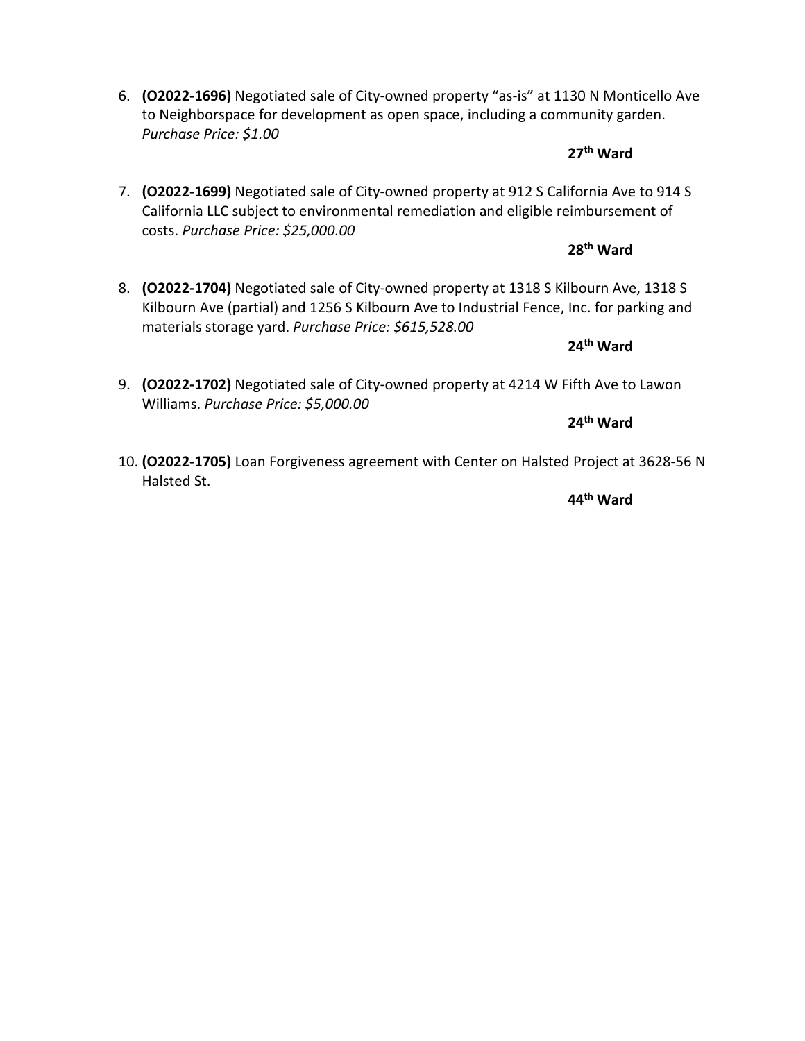6. **(O2022-1696)** Negotiated sale of City-owned property "as-is" at 1130 N Monticello Ave to Neighborspace for development as open space, including a community garden. *Purchase Price: $1.00*

   **27th Ward**

7. **(O2022-1699)** Negotiated sale of City-owned property at 912 S California Ave to 914 S California LLC subject to environmental remediation and eligible reimbursement of costs. *Purchase Price: $25,000.00*

   **28th Ward**

8. **(O2022-1704)** Negotiated sale of City-owned property at 1318 S Kilbourn Ave, 1318 S Kilbourn Ave (partial) and 1256 S Kilbourn Ave to Industrial Fence, Inc. for parking and materials storage yard. *Purchase Price: $615,528.00*

   **24th Ward**

9. **(O2022-1702)** Negotiated sale of City-owned property at 4214 W Fifth Ave to Lawon Williams. *Purchase Price: $5,000.00*

   **24th Ward**

10. **(O2022-1705)** Loan Forgiveness agreement with Center on Halsted Project at 3628-56 N Halsted St.

    **44th Ward**